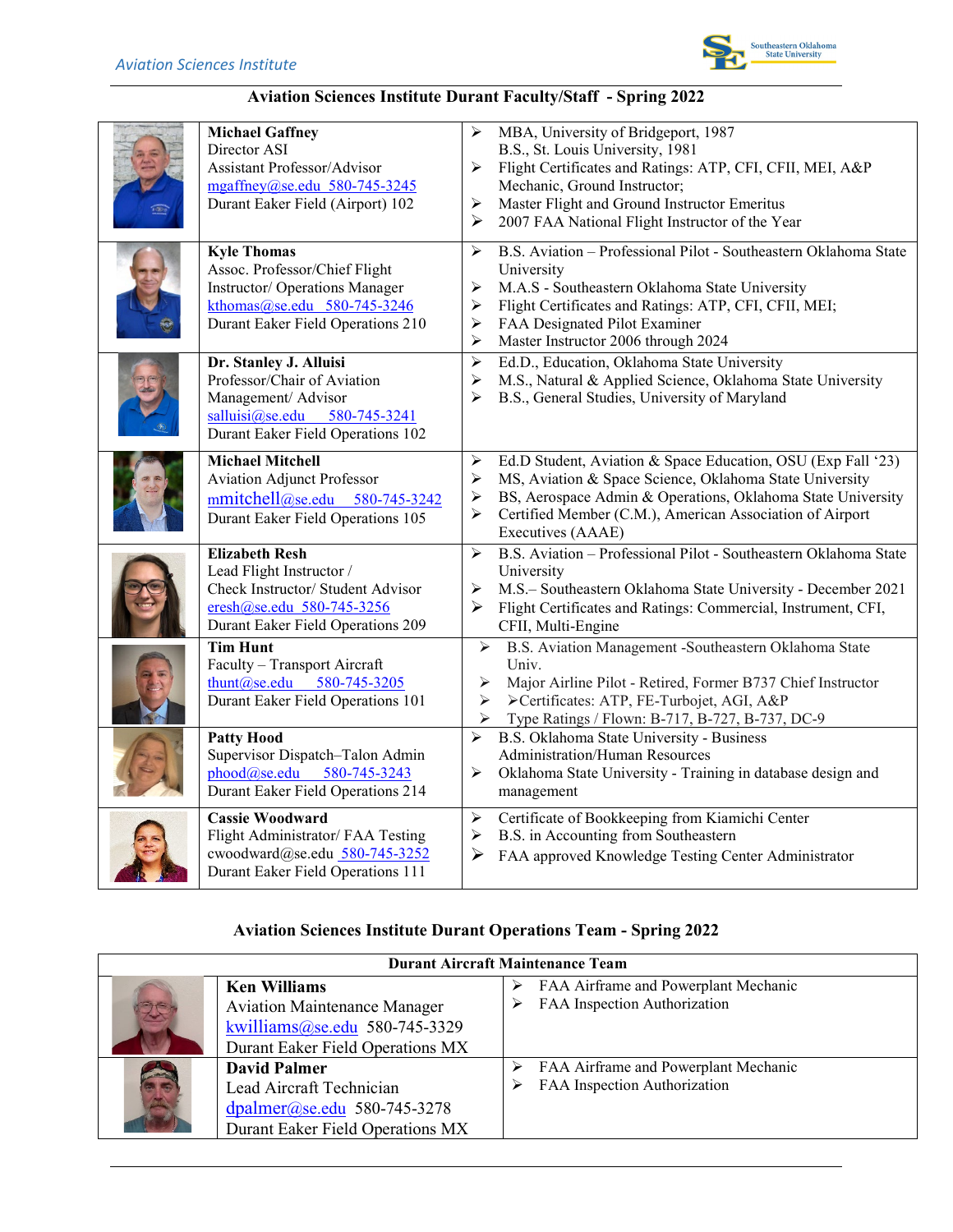Aviation Sciences Institute

# Aviation Sciences Institute Durant Faculty/Staff - Spring 2022

| | Name / Contact | Credentials |
|---|---|---|
| | **Michael Gaffney**<br>Director ASI<br>Assistant Professor/Advisor<br>mgaffney@se.edu 580-745-3245<br>Durant Eaker Field (Airport) 102 | ➢ MBA, University of Bridgeport, 1987<br>B.S., St. Louis University, 1981<br>➢ Flight Certificates and Ratings: ATP, CFI, CFII, MEI, A&P Mechanic, Ground Instructor;<br>➢ Master Flight and Ground Instructor Emeritus<br>➢ 2007 FAA National Flight Instructor of the Year |
| | **Kyle Thomas**<br>Assoc. Professor/Chief Flight Instructor/ Operations Manager<br>kthomas@se.edu 580-745-3246<br>Durant Eaker Field Operations 210 | ➢ B.S. Aviation – Professional Pilot - Southeastern Oklahoma State University<br>➢ M.A.S - Southeastern Oklahoma State University<br>➢ Flight Certificates and Ratings: ATP, CFI, CFII, MEI;<br>➢ FAA Designated Pilot Examiner<br>➢ Master Instructor 2006 through 2024 |
| | **Dr. Stanley J. Alluisi**<br>Professor/Chair of Aviation Management/ Advisor<br>salluisi@se.edu 580-745-3241<br>Durant Eaker Field Operations 102 | ➢ Ed.D., Education, Oklahoma State University<br>➢ M.S., Natural & Applied Science, Oklahoma State University<br>➢ B.S., General Studies, University of Maryland |
| | **Michael Mitchell**<br>Aviation Adjunct Professor<br>mmitchell@se.edu 580-745-3242<br>Durant Eaker Field Operations 105 | ➢ Ed.D Student, Aviation & Space Education, OSU (Exp Fall '23)<br>➢ MS, Aviation & Space Science, Oklahoma State University<br>➢ BS, Aerospace Admin & Operations, Oklahoma State University<br>➢ Certified Member (C.M.), American Association of Airport Executives (AAAE) |
| | **Elizabeth Resh**<br>Lead Flight Instructor /<br>Check Instructor/ Student Advisor<br>eresh@se.edu 580-745-3256<br>Durant Eaker Field Operations 209 | ➢ B.S. Aviation – Professional Pilot - Southeastern Oklahoma State University<br>➢ M.S.– Southeastern Oklahoma State University - December 2021<br>➢ Flight Certificates and Ratings: Commercial, Instrument, CFI, CFII, Multi-Engine |
| | **Tim Hunt**<br>Faculty – Transport Aircraft<br>thunt@se.edu 580-745-3205<br>Durant Eaker Field Operations 101 | ➢ B.S. Aviation Management -Southeastern Oklahoma State Univ.<br>➢ Major Airline Pilot - Retired, Former B737 Chief Instructor<br>➢ ➢Certificates: ATP, FE-Turbojet, AGI, A&P<br>➢ Type Ratings / Flown: B-717, B-727, B-737, DC-9 |
| | **Patty Hood**<br>Supervisor Dispatch–Talon Admin<br>phood@se.edu 580-745-3243<br>Durant Eaker Field Operations 214 | ➢ B.S. Oklahoma State University - Business Administration/Human Resources<br>➢ Oklahoma State University - Training in database design and management |
| | **Cassie Woodward**<br>Flight Administrator/ FAA Testing<br>cwoodward@se.edu 580-745-3252<br>Durant Eaker Field Operations 111 | ➢ Certificate of Bookkeeping from Kiamichi Center<br>➢ B.S. in Accounting from Southeastern<br>➢ FAA approved Knowledge Testing Center Administrator |

# Aviation Sciences Institute Durant Operations Team - Spring 2022

| Durant Aircraft Maintenance Team | | |
|---|---|---|
| | **Ken Williams**<br>Aviation Maintenance Manager<br>kwilliams@se.edu 580-745-3329<br>Durant Eaker Field Operations MX | ➢ FAA Airframe and Powerplant Mechanic<br>➢ FAA Inspection Authorization |
| | **David Palmer**<br>Lead Aircraft Technician<br>dpalmer@se.edu 580-745-3278<br>Durant Eaker Field Operations MX | ➢ FAA Airframe and Powerplant Mechanic<br>➢ FAA Inspection Authorization |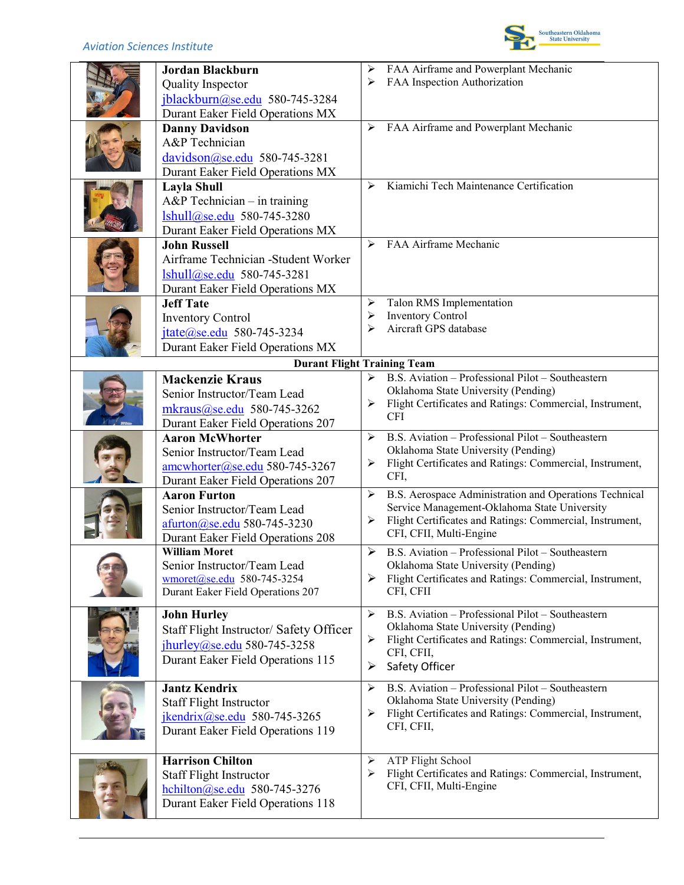| | | |
|---|---|---|
| | **Jordan Blackburn**<br>Quality Inspector<br>jblackburn@se.edu 580-745-3284<br>Durant Eaker Field Operations MX | ➢ FAA Airframe and Powerplant Mechanic<br>➢ FAA Inspection Authorization |
| | **Danny Davidson**<br>A&P Technician<br>davidson@se.edu 580-745-3281<br>Durant Eaker Field Operations MX | ➢ FAA Airframe and Powerplant Mechanic |
| | **Layla Shull**<br>A&P Technician – in training<br>lshull@se.edu 580-745-3280<br>Durant Eaker Field Operations MX | ➢ Kiamichi Tech Maintenance Certification |
| | **John Russell**<br>Airframe Technician -Student Worker<br>lshull@se.edu 580-745-3281<br>Durant Eaker Field Operations MX | ➢ FAA Airframe Mechanic |
| | **Jeff Tate**<br>Inventory Control<br>jtate@se.edu 580-745-3234<br>Durant Eaker Field Operations MX | ➢ Talon RMS Implementation<br>➢ Inventory Control<br>➢ Aircraft GPS database |
| | **Durant Flight Training Team** | |
| | **Mackenzie Kraus**<br>Senior Instructor/Team Lead<br>mkraus@se.edu 580-745-3262<br>Durant Eaker Field Operations 207 | ➢ B.S. Aviation – Professional Pilot – Southeastern Oklahoma State University (Pending)<br>➢ Flight Certificates and Ratings: Commercial, Instrument, CFI |
| | **Aaron McWhorter**<br>Senior Instructor/Team Lead<br>amcwhorter@se.edu 580-745-3267<br>Durant Eaker Field Operations 207 | ➢ B.S. Aviation – Professional Pilot – Southeastern Oklahoma State University (Pending)<br>➢ Flight Certificates and Ratings: Commercial, Instrument, CFI, |
| | **Aaron Furton**<br>Senior Instructor/Team Lead<br>afurton@se.edu 580-745-3230<br>Durant Eaker Field Operations 208 | ➢ B.S. Aerospace Administration and Operations Technical Service Management-Oklahoma State University<br>➢ Flight Certificates and Ratings: Commercial, Instrument, CFI, CFII, Multi-Engine |
| | **William Moret**<br>Senior Instructor/Team Lead<br>wmoret@se.edu 580-745-3254<br>Durant Eaker Field Operations 207 | ➢ B.S. Aviation – Professional Pilot – Southeastern Oklahoma State University (Pending)<br>➢ Flight Certificates and Ratings: Commercial, Instrument, CFI, CFII |
| | **John Hurley**<br>Staff Flight Instructor/ Safety Officer<br>jhurley@se.edu 580-745-3258<br>Durant Eaker Field Operations 115 | ➢ B.S. Aviation – Professional Pilot – Southeastern Oklahoma State University (Pending)<br>➢ Flight Certificates and Ratings: Commercial, Instrument, CFI, CFII,<br>➢ Safety Officer |
| | **Jantz Kendrix**<br>Staff Flight Instructor<br>jkendrix@se.edu 580-745-3265<br>Durant Eaker Field Operations 119 | ➢ B.S. Aviation – Professional Pilot – Southeastern Oklahoma State University (Pending)<br>➢ Flight Certificates and Ratings: Commercial, Instrument, CFI, CFII, |
| | **Harrison Chilton**<br>Staff Flight Instructor<br>hchilton@se.edu 580-745-3276<br>Durant Eaker Field Operations 118 | ➢ ATP Flight School<br>➢ Flight Certificates and Ratings: Commercial, Instrument, CFI, CFII, Multi-Engine |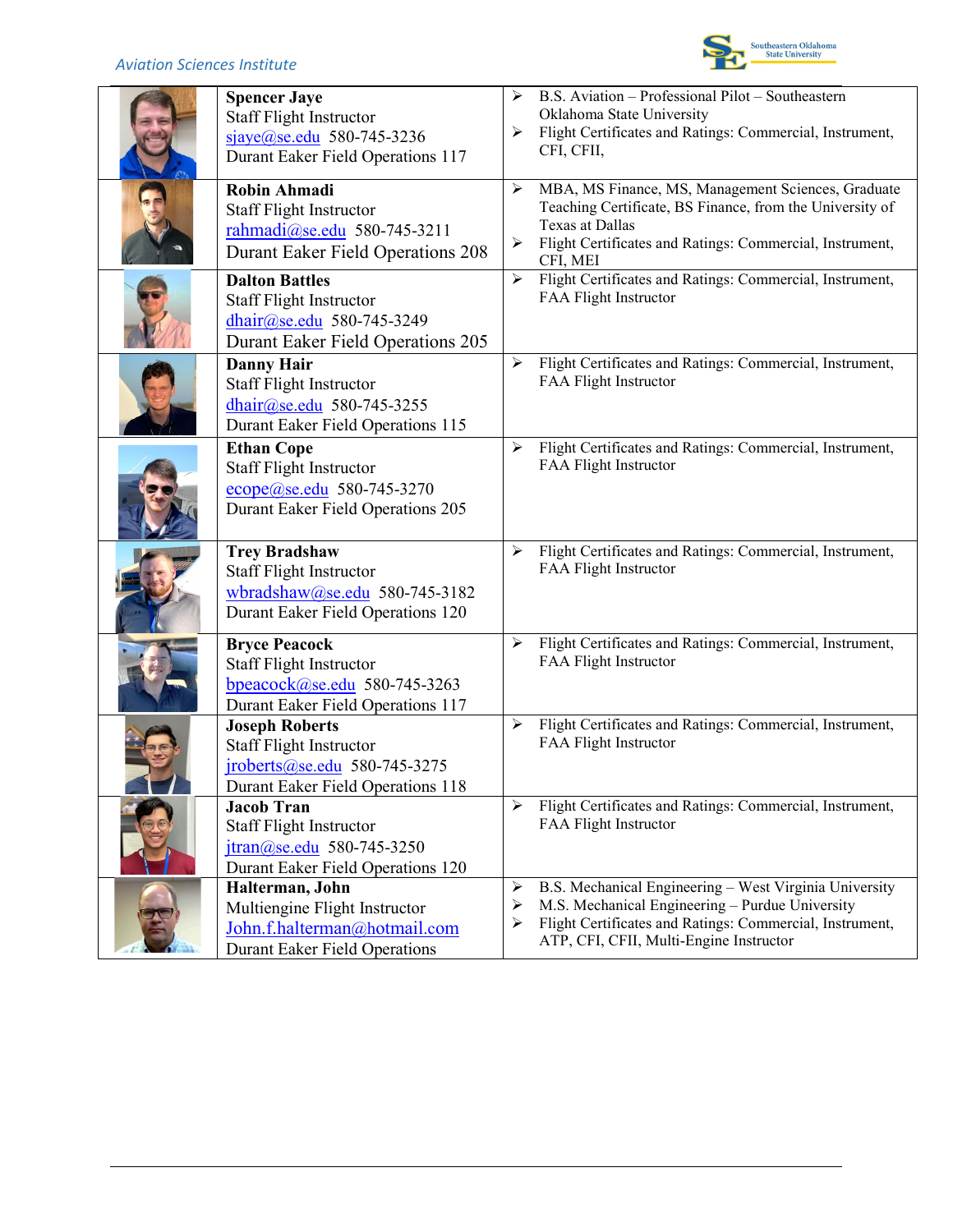| | | |
|---|---|---|
| | **Spencer Jaye**<br>Staff Flight Instructor<br>sjaye@se.edu 580-745-3236<br>Durant Eaker Field Operations 117 | ➢ B.S. Aviation – Professional Pilot – Southeastern Oklahoma State University<br>➢ Flight Certificates and Ratings: Commercial, Instrument, CFI, CFII, |
| | **Robin Ahmadi**<br>Staff Flight Instructor<br>rahmadi@se.edu 580-745-3211<br>Durant Eaker Field Operations 208 | ➢ MBA, MS Finance, MS, Management Sciences, Graduate Teaching Certificate, BS Finance, from the University of Texas at Dallas<br>➢ Flight Certificates and Ratings: Commercial, Instrument, CFI, MEI |
| | **Dalton Battles**<br>Staff Flight Instructor<br>dhair@se.edu 580-745-3249<br>Durant Eaker Field Operations 205 | ➢ Flight Certificates and Ratings: Commercial, Instrument, FAA Flight Instructor |
| | **Danny Hair**<br>Staff Flight Instructor<br>dhair@se.edu 580-745-3255<br>Durant Eaker Field Operations 115 | ➢ Flight Certificates and Ratings: Commercial, Instrument, FAA Flight Instructor |
| | **Ethan Cope**<br>Staff Flight Instructor<br>ecope@se.edu 580-745-3270<br>Durant Eaker Field Operations 205 | ➢ Flight Certificates and Ratings: Commercial, Instrument, FAA Flight Instructor |
| | **Trey Bradshaw**<br>Staff Flight Instructor<br>wbradshaw@se.edu 580-745-3182<br>Durant Eaker Field Operations 120 | ➢ Flight Certificates and Ratings: Commercial, Instrument, FAA Flight Instructor |
| | **Bryce Peacock**<br>Staff Flight Instructor<br>bpeacock@se.edu 580-745-3263<br>Durant Eaker Field Operations 117 | ➢ Flight Certificates and Ratings: Commercial, Instrument, FAA Flight Instructor |
| | **Joseph Roberts**<br>Staff Flight Instructor<br>jroberts@se.edu 580-745-3275<br>Durant Eaker Field Operations 118 | ➢ Flight Certificates and Ratings: Commercial, Instrument, FAA Flight Instructor |
| | **Jacob Tran**<br>Staff Flight Instructor<br>jtran@se.edu 580-745-3250<br>Durant Eaker Field Operations 120 | ➢ Flight Certificates and Ratings: Commercial, Instrument, FAA Flight Instructor |
| | **Halterman, John**<br>Multiengine Flight Instructor<br>John.f.halterman@hotmail.com<br>Durant Eaker Field Operations | ➢ B.S. Mechanical Engineering – West Virginia University<br>➢ M.S. Mechanical Engineering – Purdue University<br>➢ Flight Certificates and Ratings: Commercial, Instrument, ATP, CFI, CFII, Multi-Engine Instructor |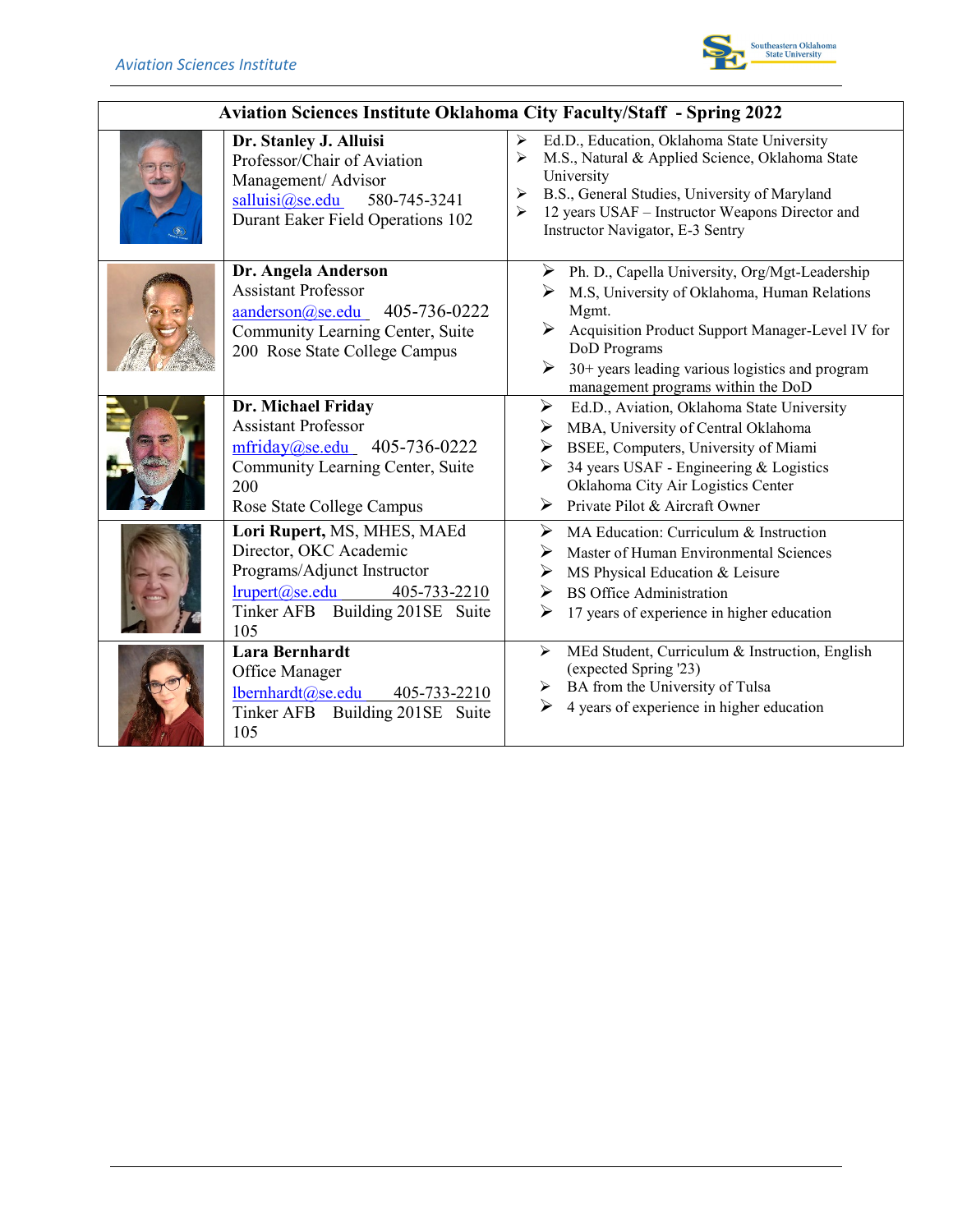## Aviation Sciences Institute Oklahoma City Faculty/Staff - Spring 2022

| | | |
|---|---|---|
| | **Dr. Stanley J. Alluisi**<br>Professor/Chair of Aviation Management/ Advisor<br>salluisi@se.edu 580-745-3241<br>Durant Eaker Field Operations 102 | ➢ Ed.D., Education, Oklahoma State University<br>➢ M.S., Natural & Applied Science, Oklahoma State University<br>➢ B.S., General Studies, University of Maryland<br>➢ 12 years USAF – Instructor Weapons Director and Instructor Navigator, E-3 Sentry |
| | **Dr. Angela Anderson**<br>Assistant Professor<br>aanderson@se.edu 405-736-0222<br>Community Learning Center, Suite 200 Rose State College Campus | ➢ Ph. D., Capella University, Org/Mgt-Leadership<br>➢ M.S, University of Oklahoma, Human Relations Mgmt.<br>➢ Acquisition Product Support Manager-Level IV for DoD Programs<br>➢ 30+ years leading various logistics and program management programs within the DoD |
| | **Dr. Michael Friday**<br>Assistant Professor<br>mfriday@se.edu 405-736-0222<br>Community Learning Center, Suite 200<br>Rose State College Campus | ➢ Ed.D., Aviation, Oklahoma State University<br>➢ MBA, University of Central Oklahoma<br>➢ BSEE, Computers, University of Miami<br>➢ 34 years USAF - Engineering & Logistics Oklahoma City Air Logistics Center<br>➢ Private Pilot & Aircraft Owner |
| | **Lori Rupert,** MS, MHES, MAEd<br>Director, OKC Academic Programs/Adjunct Instructor<br>lrupert@se.edu 405-733-2210<br>Tinker AFB Building 201SE Suite 105 | ➢ MA Education: Curriculum & Instruction<br>➢ Master of Human Environmental Sciences<br>➢ MS Physical Education & Leisure<br>➢ BS Office Administration<br>➢ 17 years of experience in higher education |
| | **Lara Bernhardt**<br>Office Manager<br>lbernhardt@se.edu 405-733-2210<br>Tinker AFB Building 201SE Suite 105 | ➢ MEd Student, Curriculum & Instruction, English (expected Spring '23)<br>➢ BA from the University of Tulsa<br>➢ 4 years of experience in higher education |